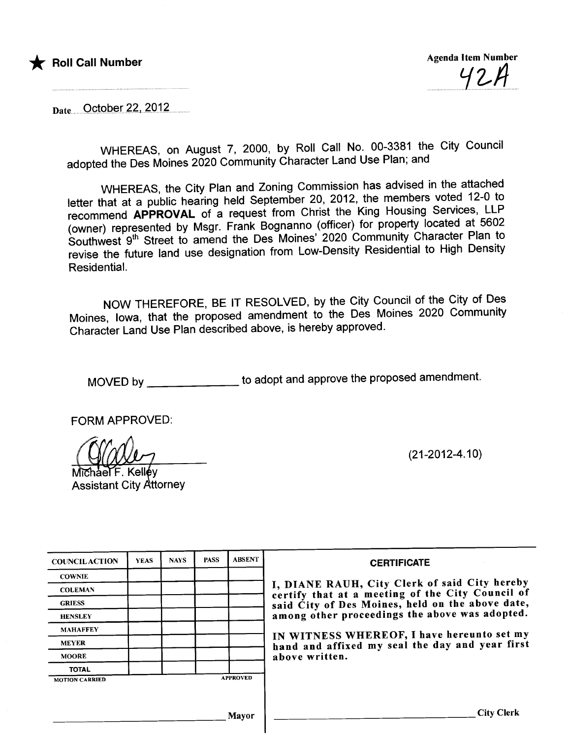★ **Roll Call Number**

Agenda Item Number
42A

Date October 22, 2012

WHEREAS, on August 7, 2000, by Roll Call No. 00-3381 the City Council adopted the Des Moines 2020 Community Character Land Use Plan; and

WHEREAS, the City Plan and Zoning Commission has advised in the attached letter that at a public hearing held September 20, 2012, the members voted 12-0 to recommend **APPROVAL** of a request from Christ the King Housing Services, LLP (owner) represented by Msgr. Frank Bognanno (officer) for property located at 5602 Southwest 9th Street to amend the Des Moines' 2020 Community Character Plan to revise the future land use designation from Low-Density Residential to High Density Residential.

NOW THEREFORE, BE IT RESOLVED, by the City Council of the City of Des Moines, Iowa, that the proposed amendment to the Des Moines 2020 Community Character Land Use Plan described above, is hereby approved.

MOVED by ______________ to adopt and approve the proposed amendment.

FORM APPROVED:

Michael F. Kelley
Assistant City Attorney

(21-2012-4.10)

| COUNCIL ACTION | YEAS | NAYS | PASS | ABSENT |
|---|---|---|---|---|
| COWNIE | | | | |
| COLEMAN | | | | |
| GRIESS | | | | |
| HENSLEY | | | | |
| MAHAFFEY | | | | |
| MEYER | | | | |
| MOORE | | | | |
| TOTAL | | | | |
| MOTION CARRIED | | | | APPROVED |

______________________________ Mayor

**CERTIFICATE**

I, DIANE RAUH, City Clerk of said City hereby certify that at a meeting of the City Council of said City of Des Moines, held on the above date, among other proceedings the above was adopted.

IN WITNESS WHEREOF, I have hereunto set my hand and affixed my seal the day and year first above written.

______________________________ City Clerk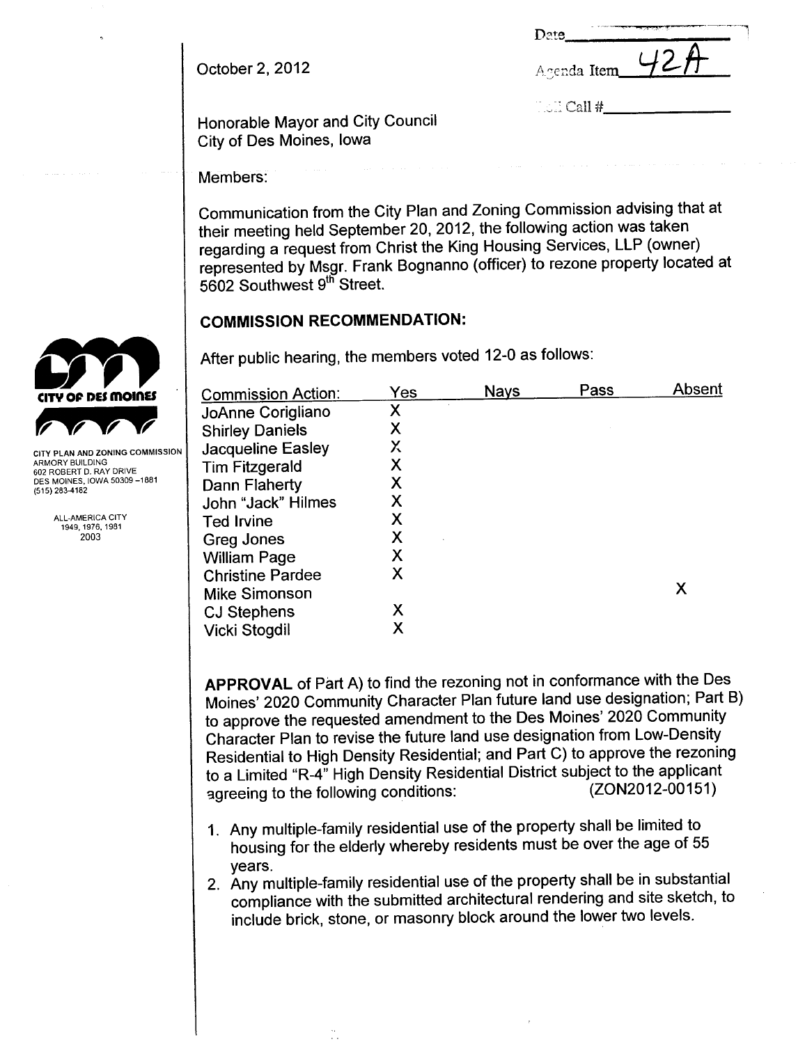Date\_\_\_\_\_\_\_\_\_\_\_\_\_\_\_\_

Agenda Item 42A

Roll Call #\_\_\_\_\_\_\_\_\_\_\_\_\_\_

October 2, 2012

Honorable Mayor and City Council
City of Des Moines, Iowa

CITY OF DES MOINES

CITY PLAN AND ZONING COMMISSION
ARMORY BUILDING
602 ROBERT D. RAY DRIVE
DES MOINES, IOWA 50309 –1881
(515) 283-4182

ALL-AMERICA CITY
1949, 1976, 1981
2003

Members:

Communication from the City Plan and Zoning Commission advising that at their meeting held September 20, 2012, the following action was taken regarding a request from Christ the King Housing Services, LLP (owner) represented by Msgr. Frank Bognanno (officer) to rezone property located at 5602 Southwest 9th Street.

## COMMISSION RECOMMENDATION:

After public hearing, the members voted 12-0 as follows:

| Commission Action: | Yes | Nays | Pass | Absent |
|---|---|---|---|---|
| JoAnne Corigliano | X | | | |
| Shirley Daniels | X | | | |
| Jacqueline Easley | X | | | |
| Tim Fitzgerald | X | | | |
| Dann Flaherty | X | | | |
| John "Jack" Hilmes | X | | | |
| Ted Irvine | X | | | |
| Greg Jones | X | | | |
| William Page | X | | | |
| Christine Pardee | X | | | |
| Mike Simonson | | | | X |
| CJ Stephens | X | | | |
| Vicki Stogdil | X | | | |

**APPROVAL** of Part A) to find the rezoning not in conformance with the Des Moines' 2020 Community Character Plan future land use designation; Part B) to approve the requested amendment to the Des Moines' 2020 Community Character Plan to revise the future land use designation from Low-Density Residential to High Density Residential; and Part C) to approve the rezoning to a Limited "R-4" High Density Residential District subject to the applicant agreeing to the following conditions: (ZON2012-00151)

1. Any multiple-family residential use of the property shall be limited to housing for the elderly whereby residents must be over the age of 55 years.
2. Any multiple-family residential use of the property shall be in substantial compliance with the submitted architectural rendering and site sketch, to include brick, stone, or masonry block around the lower two levels.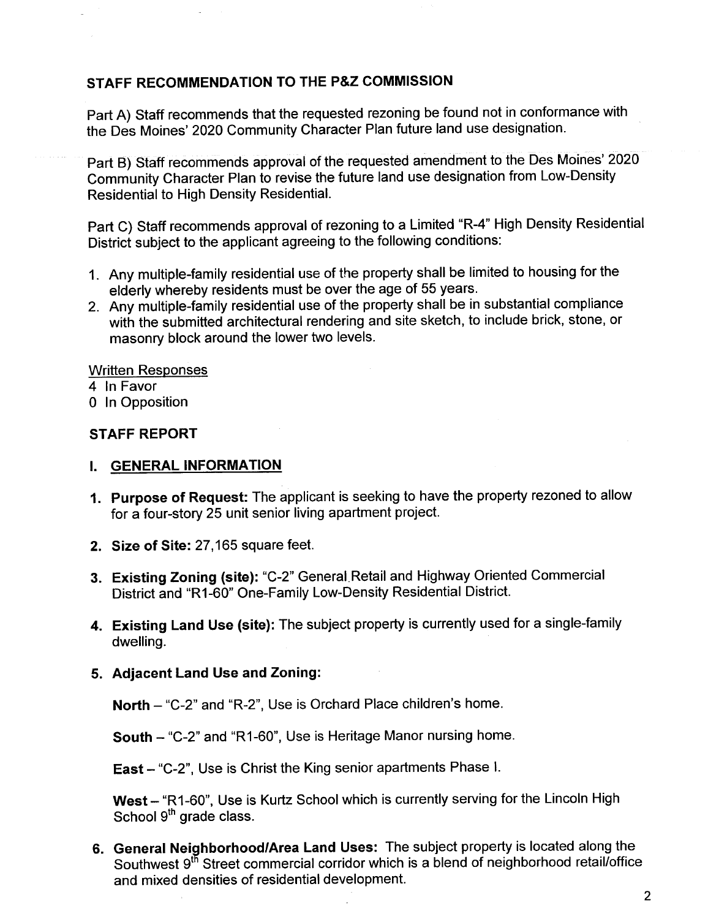## STAFF RECOMMENDATION TO THE P&Z COMMISSION

Part A) Staff recommends that the requested rezoning be found not in conformance with the Des Moines' 2020 Community Character Plan future land use designation.

Part B) Staff recommends approval of the requested amendment to the Des Moines' 2020 Community Character Plan to revise the future land use designation from Low-Density Residential to High Density Residential.

Part C) Staff recommends approval of rezoning to a Limited "R-4" High Density Residential District subject to the applicant agreeing to the following conditions:

1. Any multiple-family residential use of the property shall be limited to housing for the elderly whereby residents must be over the age of 55 years.
2. Any multiple-family residential use of the property shall be in substantial compliance with the submitted architectural rendering and site sketch, to include brick, stone, or masonry block around the lower two levels.

Written Responses
4 In Favor
0 In Opposition

## STAFF REPORT

### I. GENERAL INFORMATION

1. **Purpose of Request:** The applicant is seeking to have the property rezoned to allow for a four-story 25 unit senior living apartment project.

2. **Size of Site:** 27,165 square feet.

3. **Existing Zoning (site):** "C-2" General Retail and Highway Oriented Commercial District and "R1-60" One-Family Low-Density Residential District.

4. **Existing Land Use (site):** The subject property is currently used for a single-family dwelling.

5. **Adjacent Land Use and Zoning:**

   **North** – "C-2" and "R-2", Use is Orchard Place children's home.

   **South** – "C-2" and "R1-60", Use is Heritage Manor nursing home.

   **East** – "C-2", Use is Christ the King senior apartments Phase I.

   **West** – "R1-60", Use is Kurtz School which is currently serving for the Lincoln High School 9th grade class.

6. **General Neighborhood/Area Land Uses:** The subject property is located along the Southwest 9th Street commercial corridor which is a blend of neighborhood retail/office and mixed densities of residential development.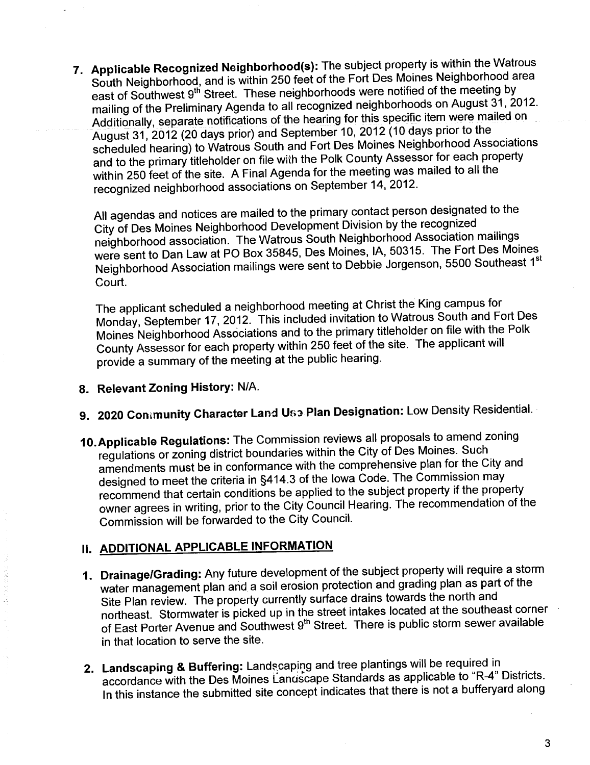7. **Applicable Recognized Neighborhood(s):** The subject property is within the Watrous South Neighborhood, and is within 250 feet of the Fort Des Moines Neighborhood area east of Southwest 9th Street. These neighborhoods were notified of the meeting by mailing of the Preliminary Agenda to all recognized neighborhoods on August 31, 2012. Additionally, separate notifications of the hearing for this specific item were mailed on August 31, 2012 (20 days prior) and September 10, 2012 (10 days prior to the scheduled hearing) to Watrous South and Fort Des Moines Neighborhood Associations and to the primary titleholder on file with the Polk County Assessor for each property within 250 feet of the site. A Final Agenda for the meeting was mailed to all the recognized neighborhood associations on September 14, 2012.

   All agendas and notices are mailed to the primary contact person designated to the City of Des Moines Neighborhood Development Division by the recognized neighborhood association. The Watrous South Neighborhood Association mailings were sent to Dan Law at PO Box 35845, Des Moines, IA, 50315. The Fort Des Moines Neighborhood Association mailings were sent to Debbie Jorgenson, 5500 Southeast 1st Court.

   The applicant scheduled a neighborhood meeting at Christ the King campus for Monday, September 17, 2012. This included invitation to Watrous South and Fort Des Moines Neighborhood Associations and to the primary titleholder on file with the Polk County Assessor for each property within 250 feet of the site. The applicant will provide a summary of the meeting at the public hearing.

8. **Relevant Zoning History:** N/A.

9. **2020 Community Character Land Use Plan Designation:** Low Density Residential.

10. **Applicable Regulations:** The Commission reviews all proposals to amend zoning regulations or zoning district boundaries within the City of Des Moines. Such amendments must be in conformance with the comprehensive plan for the City and designed to meet the criteria in §414.3 of the Iowa Code. The Commission may recommend that certain conditions be applied to the subject property if the property owner agrees in writing, prior to the City Council Hearing. The recommendation of the Commission will be forwarded to the City Council.

## II. ADDITIONAL APPLICABLE INFORMATION

1. **Drainage/Grading:** Any future development of the subject property will require a storm water management plan and a soil erosion protection and grading plan as part of the Site Plan review. The property currently surface drains towards the north and northeast. Stormwater is picked up in the street intakes located at the southeast corner of East Porter Avenue and Southwest 9th Street. There is public storm sewer available in that location to serve the site.

2. **Landscaping & Buffering:** Landscaping and tree plantings will be required in accordance with the Des Moines Landscape Standards as applicable to "R-4" Districts. In this instance the submitted site concept indicates that there is not a bufferyard along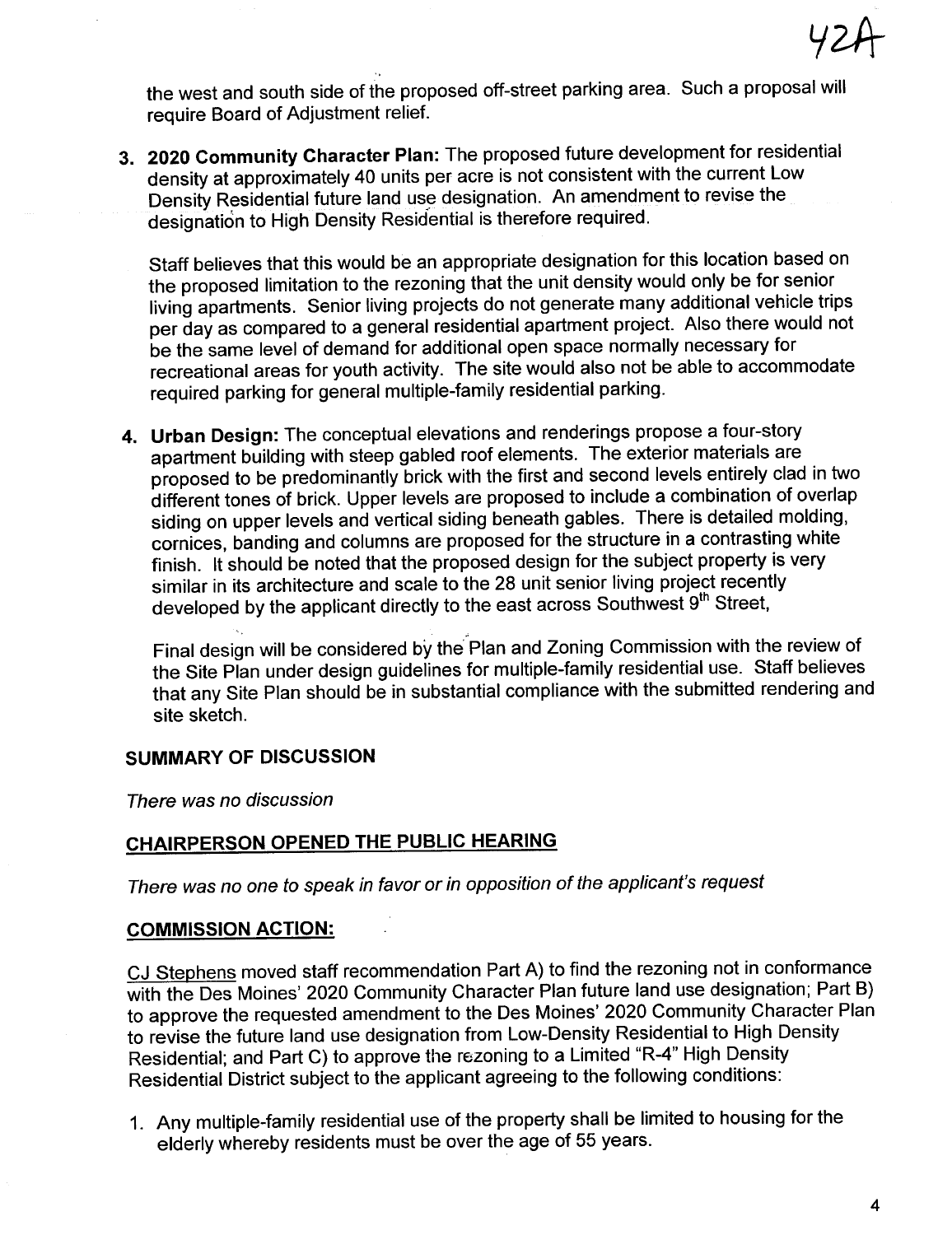the west and south side of the proposed off-street parking area. Such a proposal will require Board of Adjustment relief.

3. **2020 Community Character Plan:** The proposed future development for residential density at approximately 40 units per acre is not consistent with the current Low Density Residential future land use designation. An amendment to revise the designation to High Density Residential is therefore required.

   Staff believes that this would be an appropriate designation for this location based on the proposed limitation to the rezoning that the unit density would only be for senior living apartments. Senior living projects do not generate many additional vehicle trips per day as compared to a general residential apartment project. Also there would not be the same level of demand for additional open space normally necessary for recreational areas for youth activity. The site would also not be able to accommodate required parking for general multiple-family residential parking.

4. **Urban Design:** The conceptual elevations and renderings propose a four-story apartment building with steep gabled roof elements. The exterior materials are proposed to be predominantly brick with the first and second levels entirely clad in two different tones of brick. Upper levels are proposed to include a combination of overlap siding on upper levels and vertical siding beneath gables. There is detailed molding, cornices, banding and columns are proposed for the structure in a contrasting white finish. It should be noted that the proposed design for the subject property is very similar in its architecture and scale to the 28 unit senior living project recently developed by the applicant directly to the east across Southwest 9th Street,

   Final design will be considered by the Plan and Zoning Commission with the review of the Site Plan under design guidelines for multiple-family residential use. Staff believes that any Site Plan should be in substantial compliance with the submitted rendering and site sketch.

**SUMMARY OF DISCUSSION**

*There was no discussion*

**CHAIRPERSON OPENED THE PUBLIC HEARING**

*There was no one to speak in favor or in opposition of the applicant's request*

**COMMISSION ACTION:**

CJ Stephens moved staff recommendation Part A) to find the rezoning not in conformance with the Des Moines' 2020 Community Character Plan future land use designation; Part B) to approve the requested amendment to the Des Moines' 2020 Community Character Plan to revise the future land use designation from Low-Density Residential to High Density Residential; and Part C) to approve the rezoning to a Limited "R-4" High Density Residential District subject to the applicant agreeing to the following conditions:

1. Any multiple-family residential use of the property shall be limited to housing for the elderly whereby residents must be over the age of 55 years.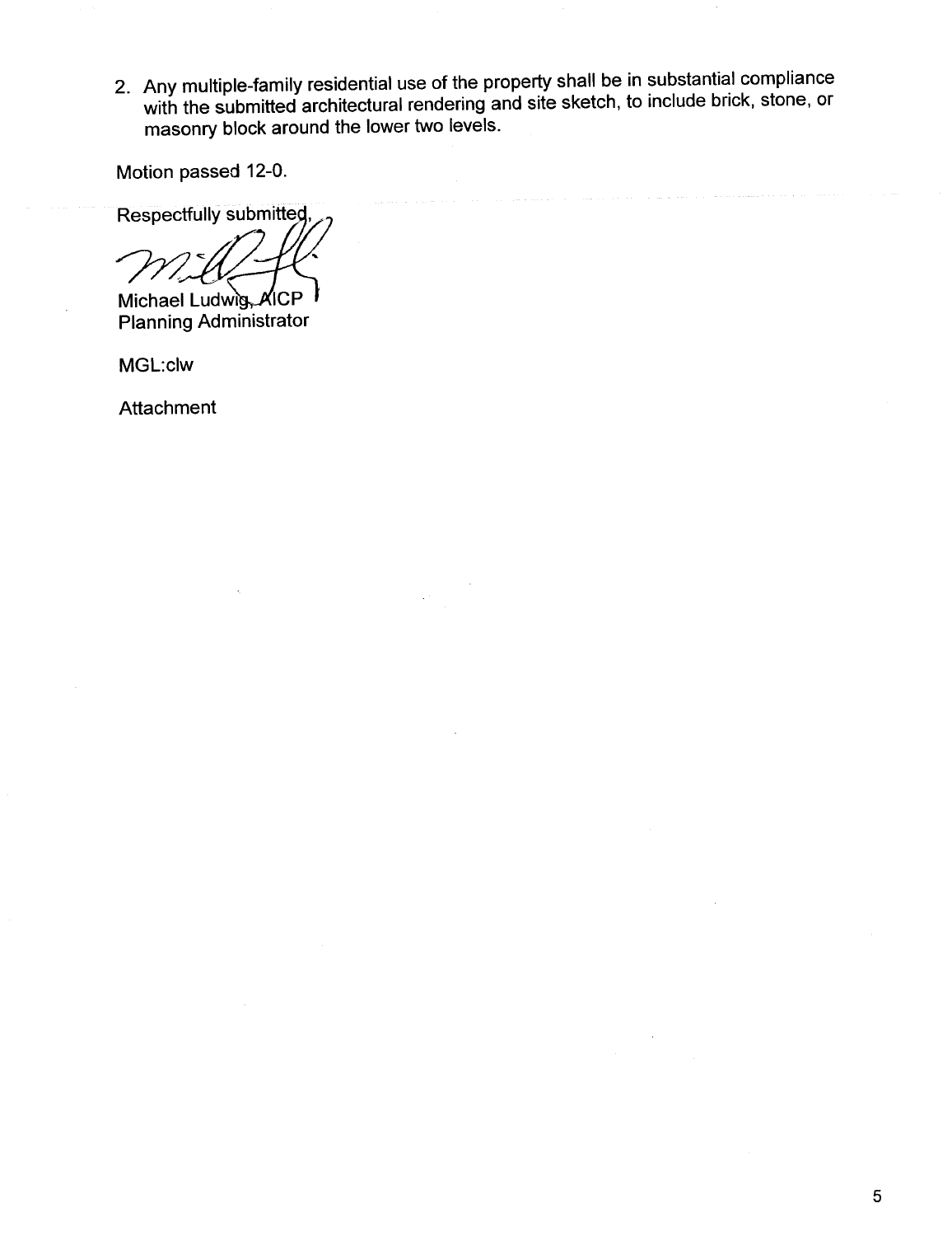2. Any multiple-family residential use of the property shall be in substantial compliance with the submitted architectural rendering and site sketch, to include brick, stone, or masonry block around the lower two levels.

Motion passed 12-0.

Respectfully submitted,

Michael Ludwig, AICP
Planning Administrator

MGL:clw

Attachment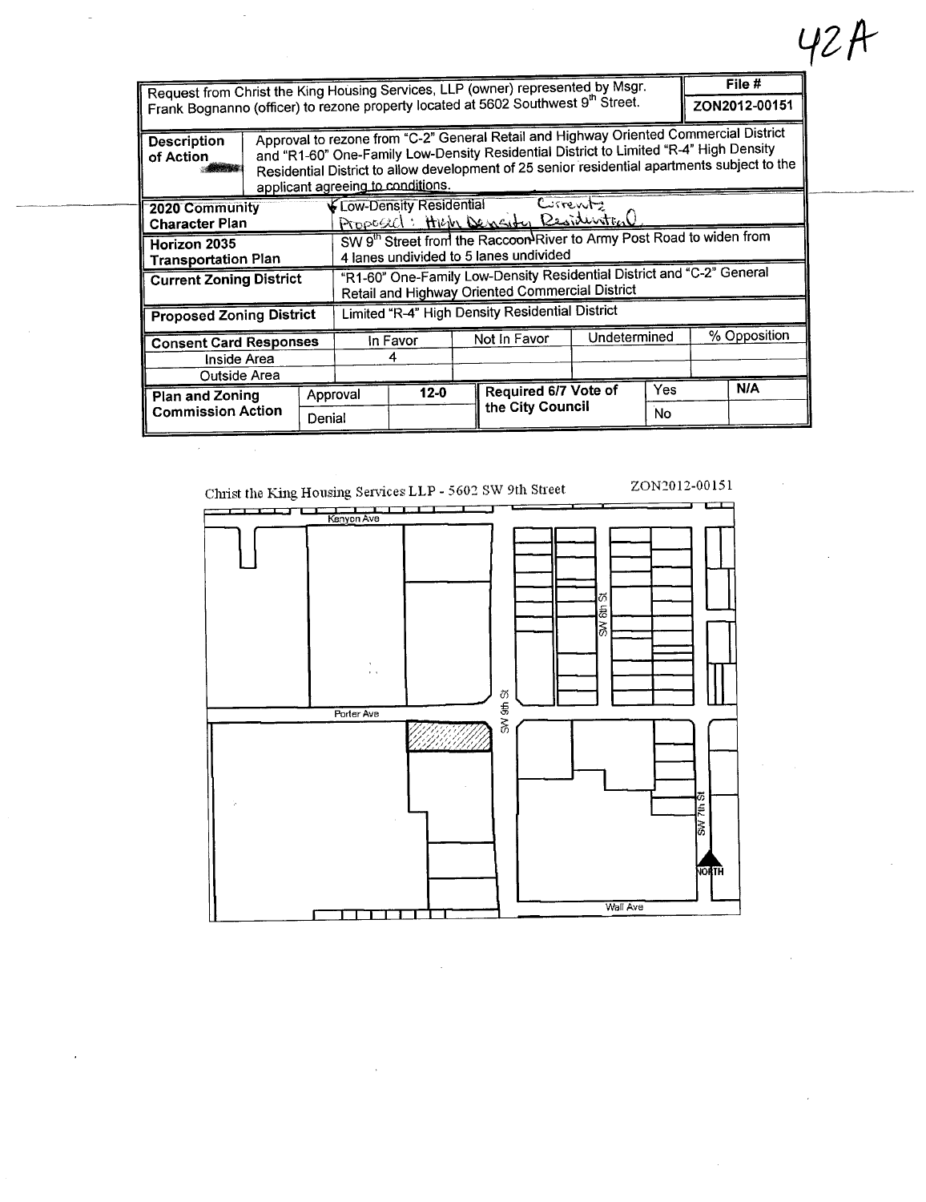42A

| Request from Christ the King Housing Services, LLP (owner) represented by Msgr. Frank Bognanno (officer) to rezone property located at 5602 Southwest 9th Street. | | | | | | | File # ZON2012-00151 |
|---|---|---|---|---|---|---|---|
| **Description of Action** | Approval to rezone from "C-2" General Retail and Highway Oriented Commercial District and "R1-60" One-Family Low-Density Residential District to Limited "R-4" High Density Residential District to allow development of 25 senior residential apartments subject to the applicant agreeing to conditions. | | | | | | |
| **2020 Community Character Plan** | Low-Density Residential Current; Proposed: High Density Residential | | | | | | |
| **Horizon 2035 Transportation Plan** | SW 9th Street from the Raccoon River to Army Post Road to widen from 4 lanes undivided to 5 lanes undivided | | | | | | |
| **Current Zoning District** | "R1-60" One-Family Low-Density Residential District and "C-2" General Retail and Highway Oriented Commercial District | | | | | | |
| **Proposed Zoning District** | Limited "R-4" High Density Residential District | | | | | | |
| **Consent Card Responses** | | In Favor | | Not In Favor | Undetermined | | % Opposition |
| Inside Area | | 4 | | | | | |
| Outside Area | | | | | | | |
| **Plan and Zoning Commission Action** | Approval | 12-0 | | Required 6/7 Vote of the City Council | Yes | | N/A |
| | Denial | | | | No | | |

Christ the King Housing Services LLP - 5602 SW 9th Street ZON2012-00151

Kenyon Ave

SW 6th St

SW 9th St

Porter Ave

SW 7th St

NORTH

Wall Ave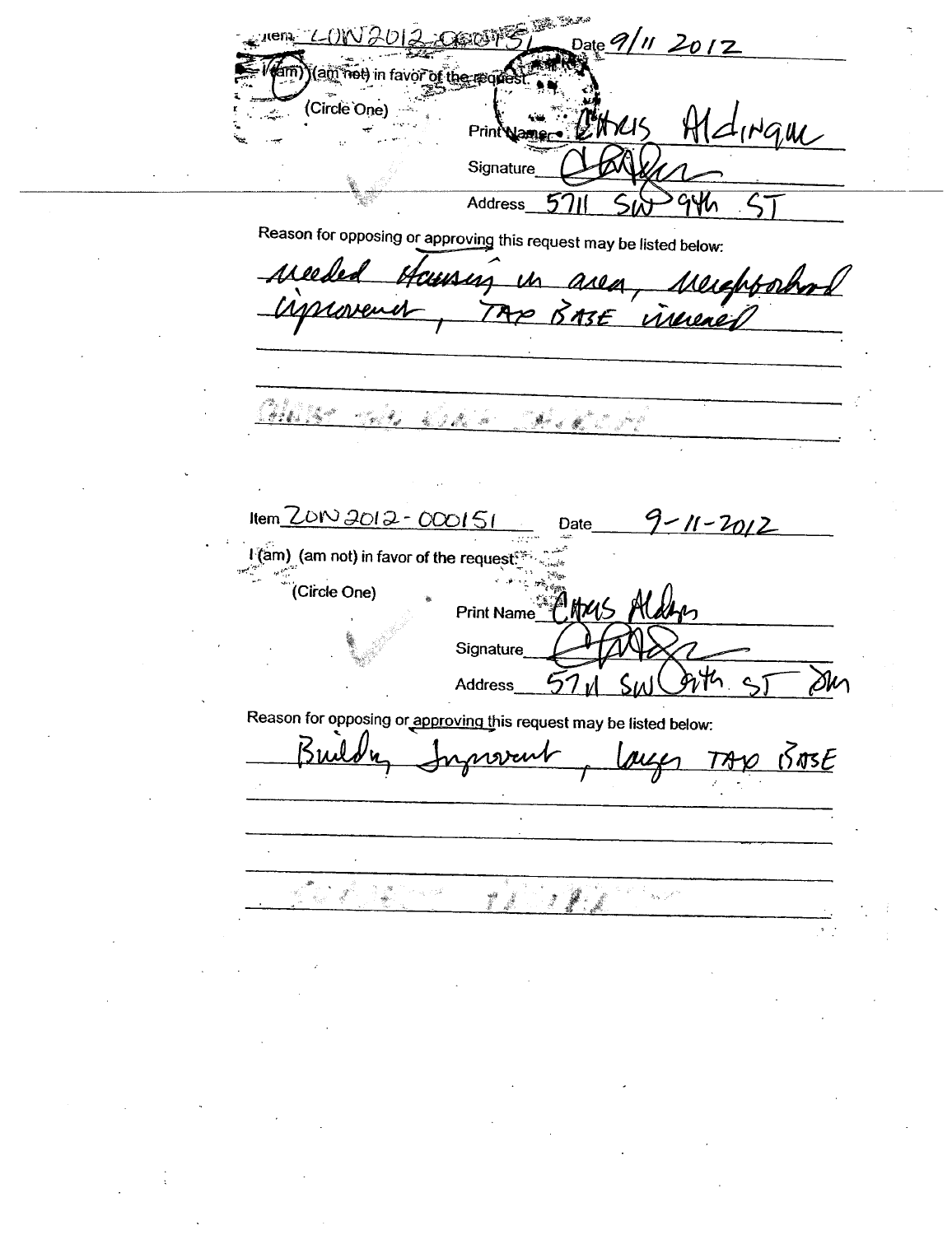Item ZON2012-000151 Date 9/11 2012

I (am) (am not) in favor of the request.

(Circle One)

Print Name Chris Aldinque

Signature

Address 5711 SW 94th ST

Reason for opposing or approving this request may be listed below:

needed Housing in area, neighborhood improvement, TAX BASE increased

---

Item ZON2012-000151 Date 9-11-2012

I (am) (am not) in favor of the request.

(Circle One)

Print Name Chris Aldys

Signature

Address 5711 SW 94th ST

Reason for opposing or approving this request may be listed below:

Building Improvement, Larger TAX BASE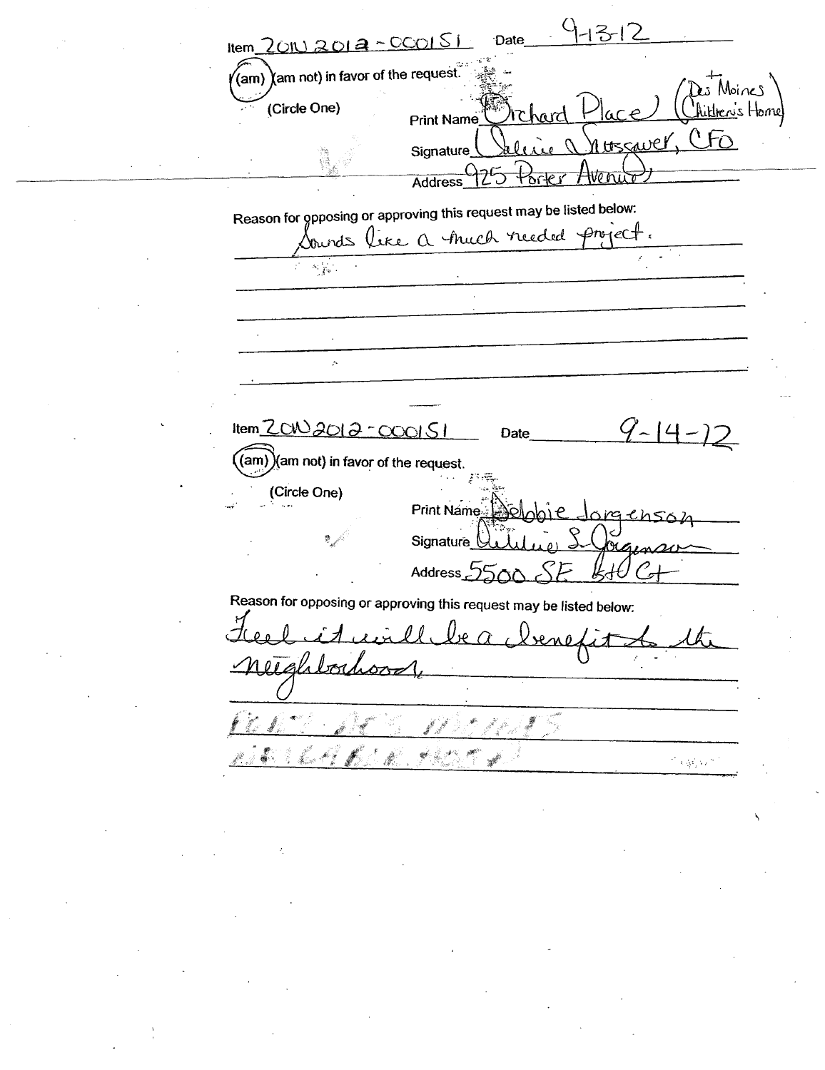Item 20W2012-000151 Date 9-13-12

(am) (am not) in favor of the request.

(Circle One)

Print Name Orchard Place (+ Des Moines Children's Home)

Signature Valerie Nussauer, CFO

Address 925 Porter Avenue

Reason for opposing or approving this request may be listed below:

Sounds like a much needed project.

---

Item 20W2012-000151 Date 9-14-12

(am) (am not) in favor of the request.

(Circle One)

Print Name Debbie Jorgenson

Signature Debbie S. Jorgenson

Address 5500 SE 5th Ct

Reason for opposing or approving this request may be listed below:

Feel it will be a benefit to the neighborhood.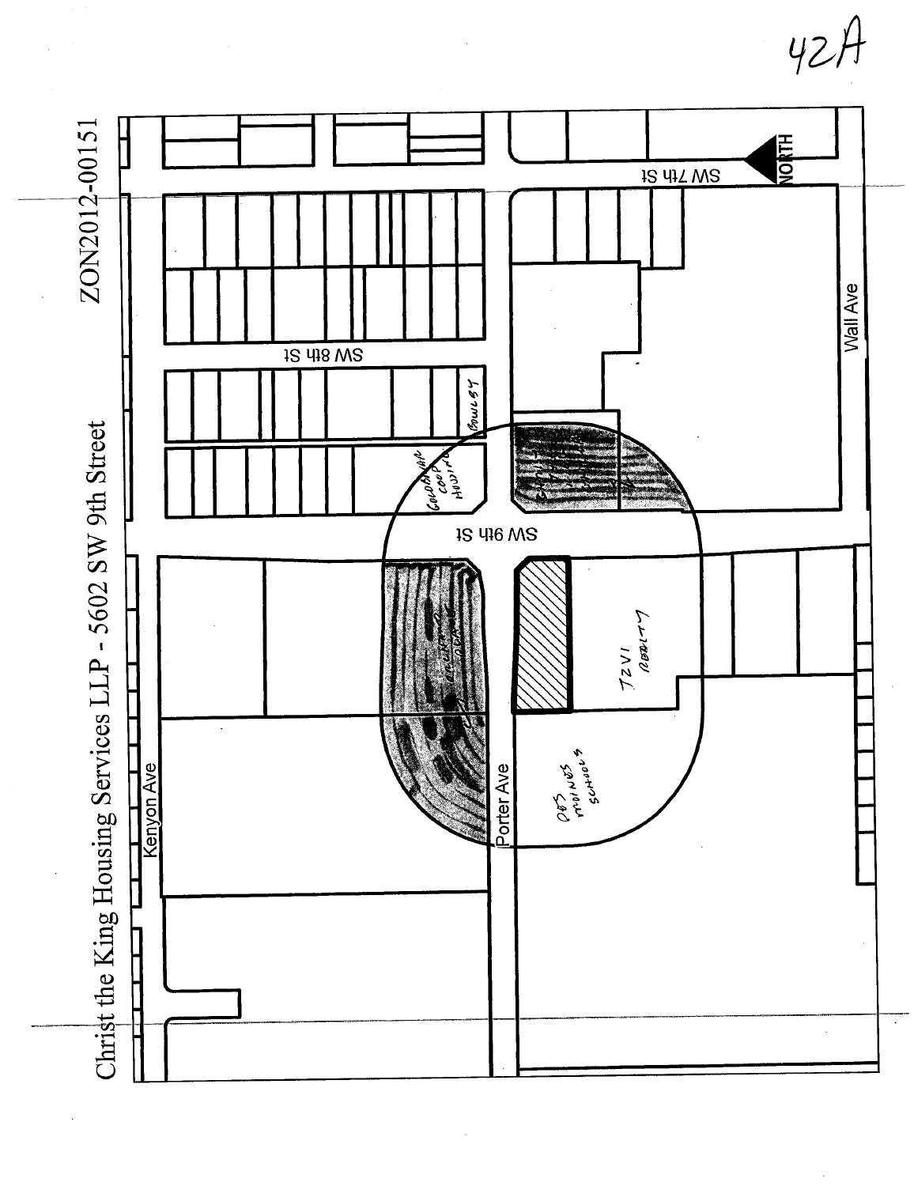42A

# Christ the King Housing Services LLP - 5602 SW 9th Street

ZON2012-00151

NORTH

SW 7th St

SW 8th St

SW 9th St

Wall Ave

Kenyon Ave

Porter Ave

Goldmann Co-op Housing

Bowlby

Christ the King Housing

TZVI Realty

Des Moines Schools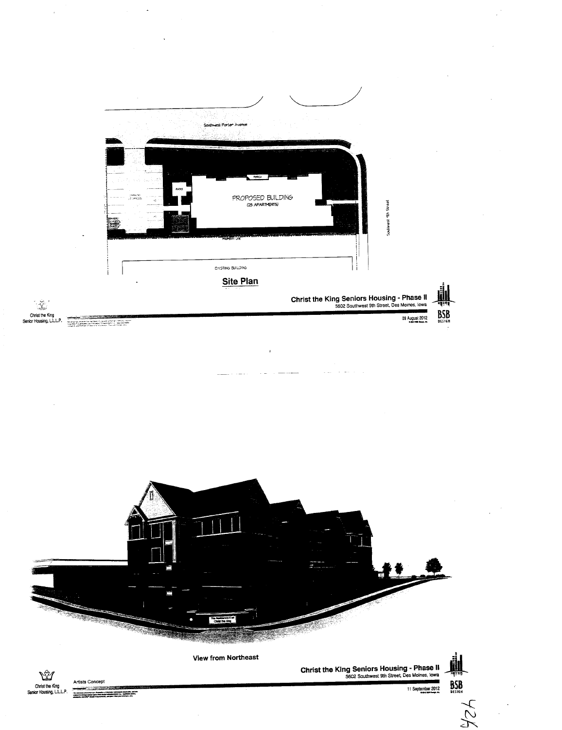Southwest Porter Avenue

PORCH

PATIO

PROPOSED BUILDING
(25 APARTMENTS)

PARKING
(15 SPACES)

PROPERTY LINE

Southwest 9th Street

EXISTING BUILDING

## Site Plan

Christ the King
Senior Housing, L.L.L.P.

**Christ the King Seniors Housing - Phase II**
5602 Southwest 9th Street, Des Moines, Iowa

09 August 2012

BSB DESIGN

The Residence II at Christ the King

**View from Northeast**

Christ the King
Senior Housing, L.L.L.P.

Artists Concept

**Christ the King Seniors Housing - Phase II**
5602 Southwest 9th Street, Des Moines, Iowa

11 September 2012

BSB DESIGN